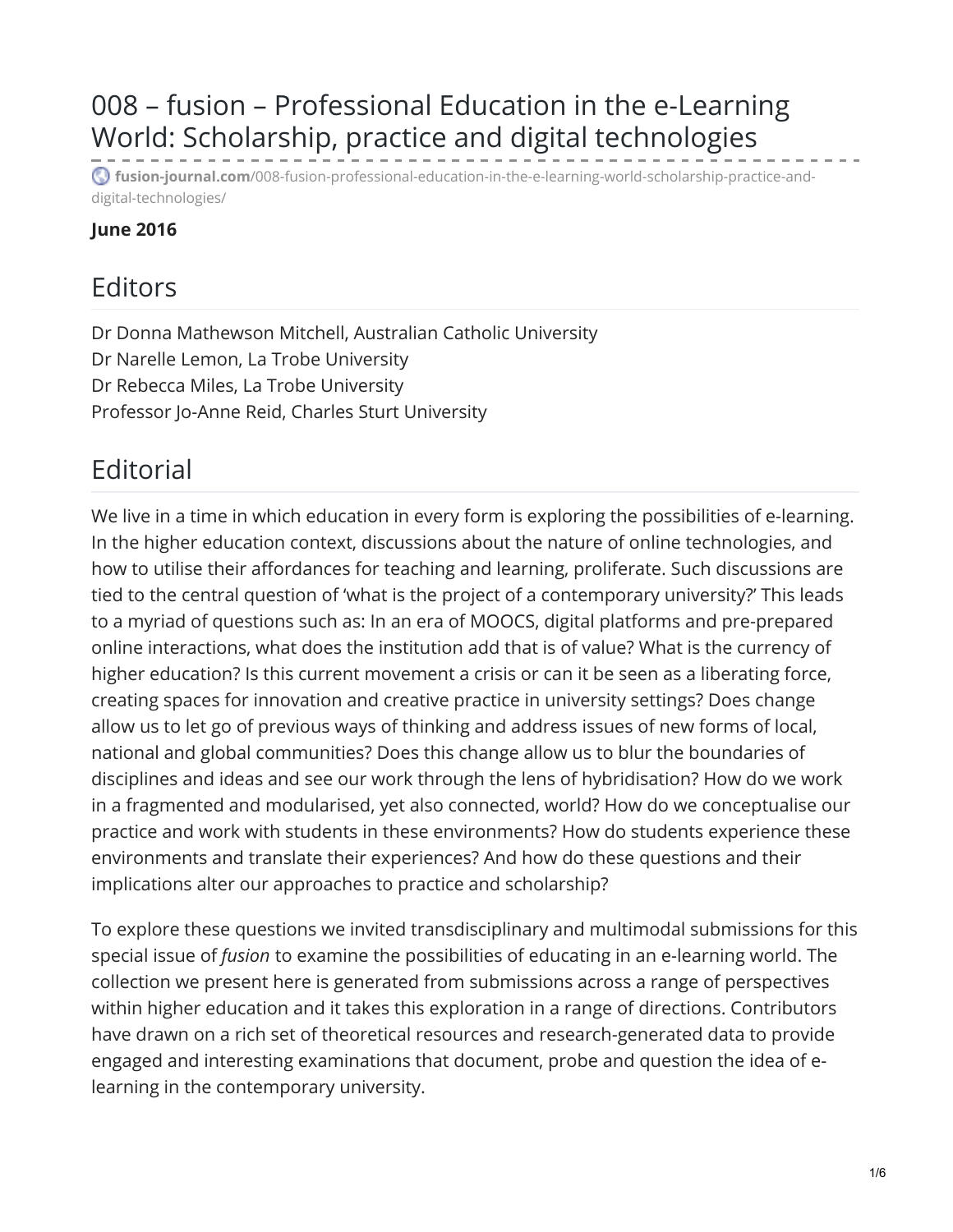# 008 – fusion – Professional Education in the e-Learning World: Scholarship, practice and digital technologies

fusion-journal.com/008-fusion-professional-education-in-the-e-learning-world-scholarship-practice-and-digital-technologies/

**June 2016**

## Editors

Dr Donna Mathewson Mitchell, Australian Catholic University
Dr Narelle Lemon, La Trobe University
Dr Rebecca Miles, La Trobe University
Professor Jo-Anne Reid, Charles Sturt University

## Editorial

We live in a time in which education in every form is exploring the possibilities of e-learning. In the higher education context, discussions about the nature of online technologies, and how to utilise their affordances for teaching and learning, proliferate. Such discussions are tied to the central question of 'what is the project of a contemporary university?' This leads to a myriad of questions such as: In an era of MOOCS, digital platforms and pre-prepared online interactions, what does the institution add that is of value? What is the currency of higher education? Is this current movement a crisis or can it be seen as a liberating force, creating spaces for innovation and creative practice in university settings? Does change allow us to let go of previous ways of thinking and address issues of new forms of local, national and global communities? Does this change allow us to blur the boundaries of disciplines and ideas and see our work through the lens of hybridisation? How do we work in a fragmented and modularised, yet also connected, world? How do we conceptualise our practice and work with students in these environments? How do students experience these environments and translate their experiences? And how do these questions and their implications alter our approaches to practice and scholarship?

To explore these questions we invited transdisciplinary and multimodal submissions for this special issue of *fusion* to examine the possibilities of educating in an e-learning world. The collection we present here is generated from submissions across a range of perspectives within higher education and it takes this exploration in a range of directions. Contributors have drawn on a rich set of theoretical resources and research-generated data to provide engaged and interesting examinations that document, probe and question the idea of e-learning in the contemporary university.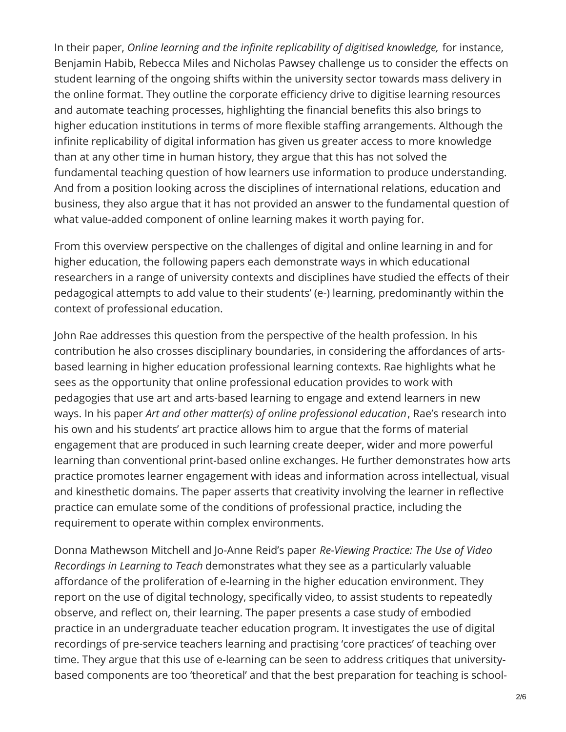In their paper, *Online learning and the infinite replicability of digitised knowledge,* for instance, Benjamin Habib, Rebecca Miles and Nicholas Pawsey challenge us to consider the effects on student learning of the ongoing shifts within the university sector towards mass delivery in the online format. They outline the corporate efficiency drive to digitise learning resources and automate teaching processes, highlighting the financial benefits this also brings to higher education institutions in terms of more flexible staffing arrangements. Although the infinite replicability of digital information has given us greater access to more knowledge than at any other time in human history, they argue that this has not solved the fundamental teaching question of how learners use information to produce understanding. And from a position looking across the disciplines of international relations, education and business, they also argue that it has not provided an answer to the fundamental question of what value-added component of online learning makes it worth paying for.

From this overview perspective on the challenges of digital and online learning in and for higher education, the following papers each demonstrate ways in which educational researchers in a range of university contexts and disciplines have studied the effects of their pedagogical attempts to add value to their students' (e-) learning, predominantly within the context of professional education.

John Rae addresses this question from the perspective of the health profession. In his contribution he also crosses disciplinary boundaries, in considering the affordances of arts-based learning in higher education professional learning contexts. Rae highlights what he sees as the opportunity that online professional education provides to work with pedagogies that use art and arts-based learning to engage and extend learners in new ways. In his paper *Art and other matter(s) of online professional education*, Rae's research into his own and his students' art practice allows him to argue that the forms of material engagement that are produced in such learning create deeper, wider and more powerful learning than conventional print-based online exchanges. He further demonstrates how arts practice promotes learner engagement with ideas and information across intellectual, visual and kinesthetic domains. The paper asserts that creativity involving the learner in reflective practice can emulate some of the conditions of professional practice, including the requirement to operate within complex environments.

Donna Mathewson Mitchell and Jo-Anne Reid's paper *Re-Viewing Practice: The Use of Video Recordings in Learning to Teach* demonstrates what they see as a particularly valuable affordance of the proliferation of e-learning in the higher education environment. They report on the use of digital technology, specifically video, to assist students to repeatedly observe, and reflect on, their learning. The paper presents a case study of embodied practice in an undergraduate teacher education program. It investigates the use of digital recordings of pre-service teachers learning and practising 'core practices' of teaching over time. They argue that this use of e-learning can be seen to address critiques that university-based components are too 'theoretical' and that the best preparation for teaching is school-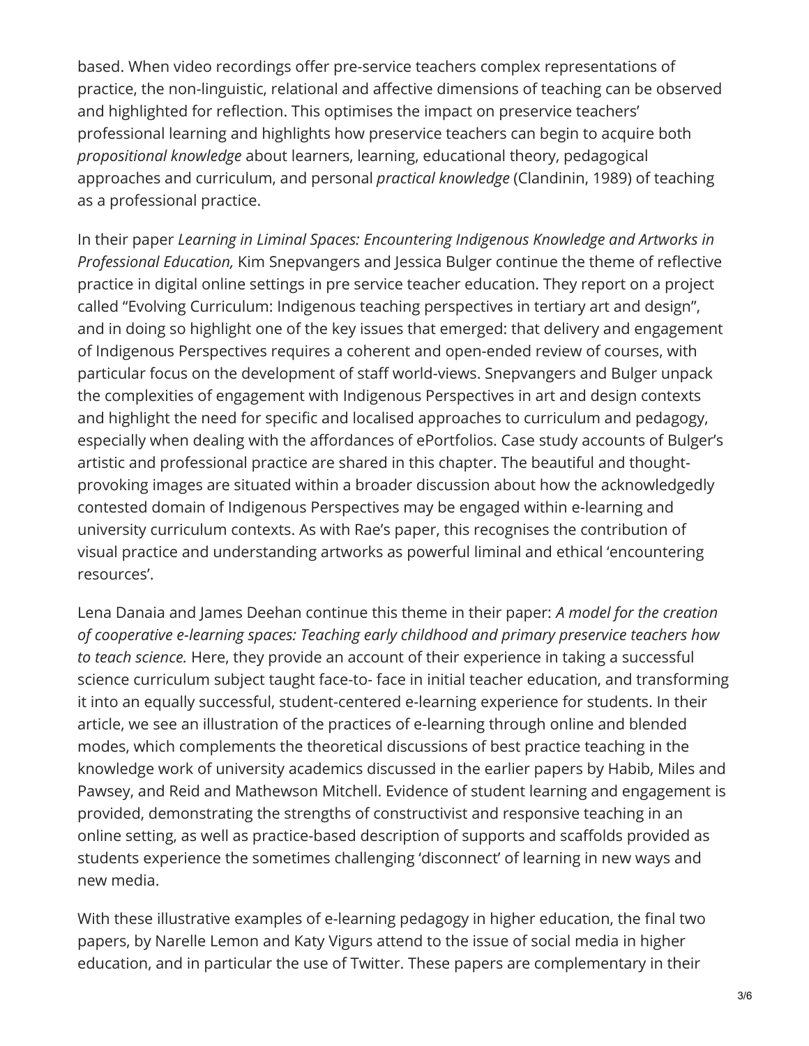based. When video recordings offer pre-service teachers complex representations of practice, the non-linguistic, relational and affective dimensions of teaching can be observed and highlighted for reflection. This optimises the impact on preservice teachers' professional learning and highlights how preservice teachers can begin to acquire both *propositional knowledge* about learners, learning, educational theory, pedagogical approaches and curriculum, and personal *practical knowledge* (Clandinin, 1989) of teaching as a professional practice.

In their paper *Learning in Liminal Spaces: Encountering Indigenous Knowledge and Artworks in Professional Education,* Kim Snepvangers and Jessica Bulger continue the theme of reflective practice in digital online settings in pre service teacher education. They report on a project called "Evolving Curriculum: Indigenous teaching perspectives in tertiary art and design", and in doing so highlight one of the key issues that emerged: that delivery and engagement of Indigenous Perspectives requires a coherent and open-ended review of courses, with particular focus on the development of staff world-views. Snepvangers and Bulger unpack the complexities of engagement with Indigenous Perspectives in art and design contexts and highlight the need for specific and localised approaches to curriculum and pedagogy, especially when dealing with the affordances of ePortfolios. Case study accounts of Bulger's artistic and professional practice are shared in this chapter. The beautiful and thought-provoking images are situated within a broader discussion about how the acknowledgedly contested domain of Indigenous Perspectives may be engaged within e-learning and university curriculum contexts. As with Rae's paper, this recognises the contribution of visual practice and understanding artworks as powerful liminal and ethical 'encountering resources'.

Lena Danaia and James Deehan continue this theme in their paper: *A model for the creation of cooperative e-learning spaces: Teaching early childhood and primary preservice teachers how to teach science.* Here, they provide an account of their experience in taking a successful science curriculum subject taught face-to- face in initial teacher education, and transforming it into an equally successful, student-centered e-learning experience for students. In their article, we see an illustration of the practices of e-learning through online and blended modes, which complements the theoretical discussions of best practice teaching in the knowledge work of university academics discussed in the earlier papers by Habib, Miles and Pawsey, and Reid and Mathewson Mitchell. Evidence of student learning and engagement is provided, demonstrating the strengths of constructivist and responsive teaching in an online setting, as well as practice-based description of supports and scaffolds provided as students experience the sometimes challenging 'disconnect' of learning in new ways and new media.

With these illustrative examples of e-learning pedagogy in higher education, the final two papers, by Narelle Lemon and Katy Vigurs attend to the issue of social media in higher education, and in particular the use of Twitter. These papers are complementary in their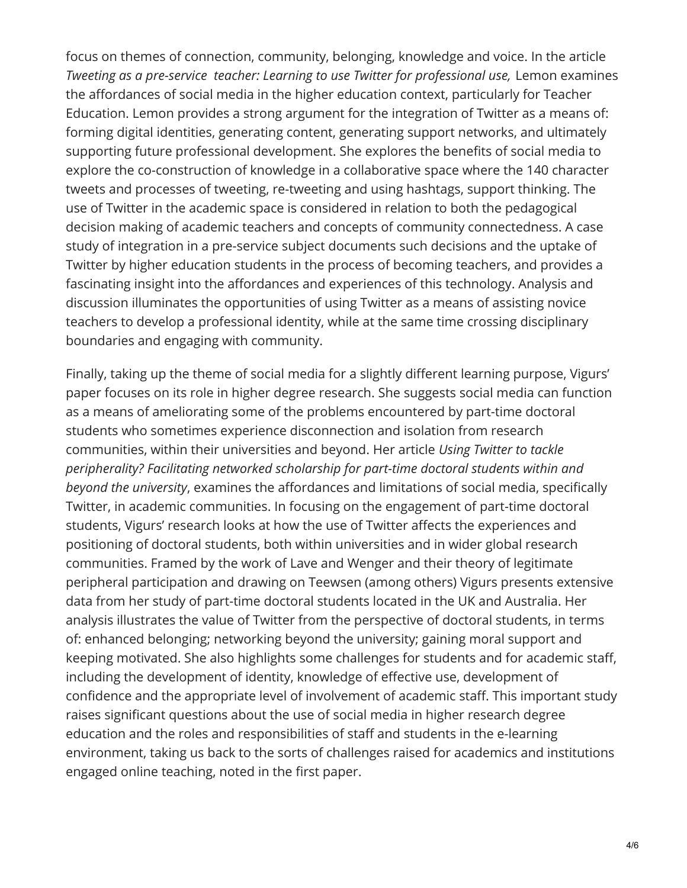focus on themes of connection, community, belonging, knowledge and voice. In the article *Tweeting as a pre-service teacher: Learning to use Twitter for professional use,* Lemon examines the affordances of social media in the higher education context, particularly for Teacher Education. Lemon provides a strong argument for the integration of Twitter as a means of: forming digital identities, generating content, generating support networks, and ultimately supporting future professional development. She explores the benefits of social media to explore the co-construction of knowledge in a collaborative space where the 140 character tweets and processes of tweeting, re-tweeting and using hashtags, support thinking. The use of Twitter in the academic space is considered in relation to both the pedagogical decision making of academic teachers and concepts of community connectedness. A case study of integration in a pre-service subject documents such decisions and the uptake of Twitter by higher education students in the process of becoming teachers, and provides a fascinating insight into the affordances and experiences of this technology. Analysis and discussion illuminates the opportunities of using Twitter as a means of assisting novice teachers to develop a professional identity, while at the same time crossing disciplinary boundaries and engaging with community.

Finally, taking up the theme of social media for a slightly different learning purpose, Vigurs' paper focuses on its role in higher degree research. She suggests social media can function as a means of ameliorating some of the problems encountered by part-time doctoral students who sometimes experience disconnection and isolation from research communities, within their universities and beyond. Her article *Using Twitter to tackle peripherality? Facilitating networked scholarship for part-time doctoral students within and beyond the university*, examines the affordances and limitations of social media, specifically Twitter, in academic communities. In focusing on the engagement of part-time doctoral students, Vigurs' research looks at how the use of Twitter affects the experiences and positioning of doctoral students, both within universities and in wider global research communities. Framed by the work of Lave and Wenger and their theory of legitimate peripheral participation and drawing on Teewsen (among others) Vigurs presents extensive data from her study of part-time doctoral students located in the UK and Australia. Her analysis illustrates the value of Twitter from the perspective of doctoral students, in terms of: enhanced belonging; networking beyond the university; gaining moral support and keeping motivated. She also highlights some challenges for students and for academic staff, including the development of identity, knowledge of effective use, development of confidence and the appropriate level of involvement of academic staff. This important study raises significant questions about the use of social media in higher research degree education and the roles and responsibilities of staff and students in the e-learning environment, taking us back to the sorts of challenges raised for academics and institutions engaged online teaching, noted in the first paper.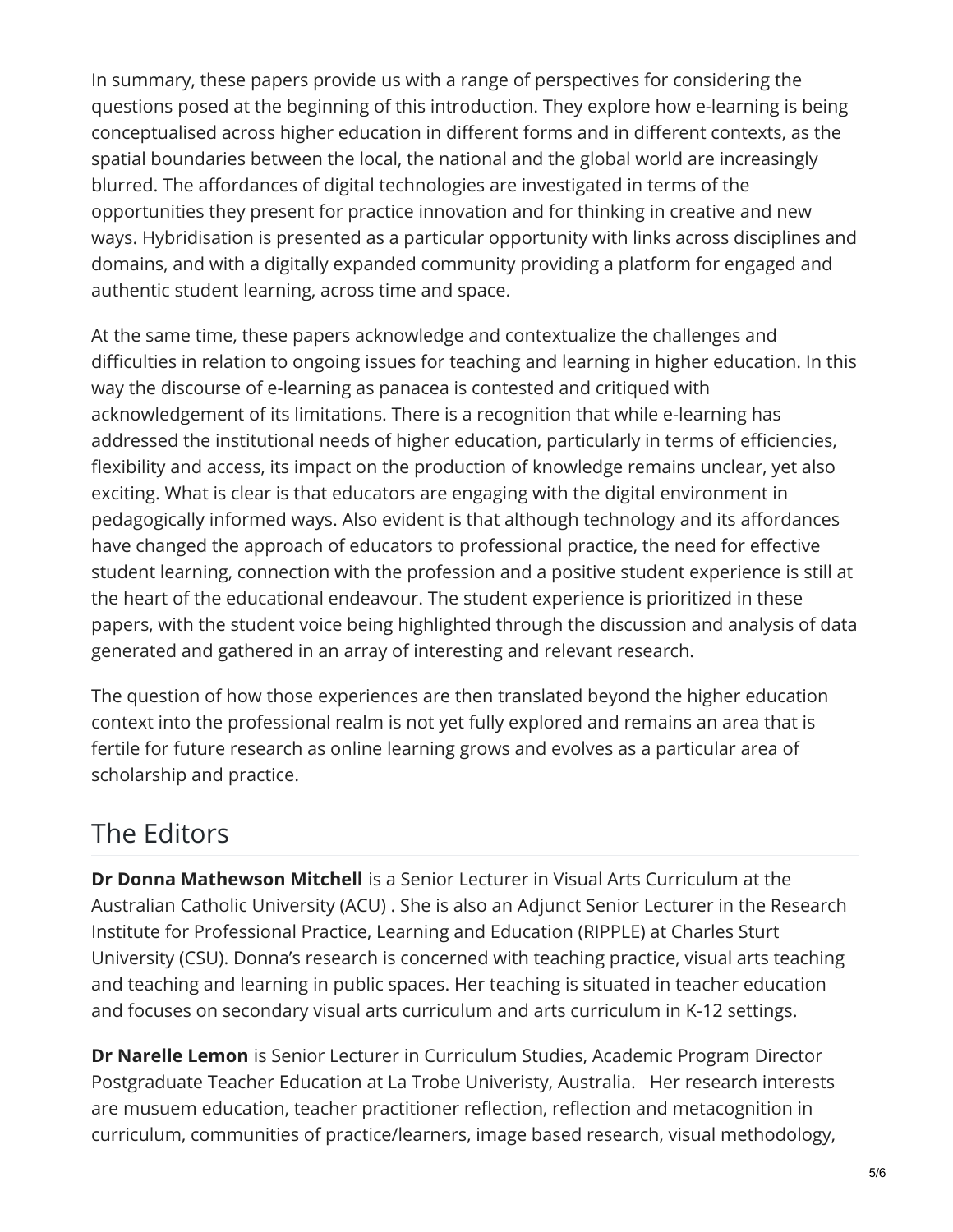In summary, these papers provide us with a range of perspectives for considering the questions posed at the beginning of this introduction. They explore how e-learning is being conceptualised across higher education in different forms and in different contexts, as the spatial boundaries between the local, the national and the global world are increasingly blurred. The affordances of digital technologies are investigated in terms of the opportunities they present for practice innovation and for thinking in creative and new ways. Hybridisation is presented as a particular opportunity with links across disciplines and domains, and with a digitally expanded community providing a platform for engaged and authentic student learning, across time and space.

At the same time, these papers acknowledge and contextualize the challenges and difficulties in relation to ongoing issues for teaching and learning in higher education. In this way the discourse of e-learning as panacea is contested and critiqued with acknowledgement of its limitations. There is a recognition that while e-learning has addressed the institutional needs of higher education, particularly in terms of efficiencies, flexibility and access, its impact on the production of knowledge remains unclear, yet also exciting. What is clear is that educators are engaging with the digital environment in pedagogically informed ways. Also evident is that although technology and its affordances have changed the approach of educators to professional practice, the need for effective student learning, connection with the profession and a positive student experience is still at the heart of the educational endeavour. The student experience is prioritized in these papers, with the student voice being highlighted through the discussion and analysis of data generated and gathered in an array of interesting and relevant research.

The question of how those experiences are then translated beyond the higher education context into the professional realm is not yet fully explored and remains an area that is fertile for future research as online learning grows and evolves as a particular area of scholarship and practice.

## The Editors

**Dr Donna Mathewson Mitchell** is a Senior Lecturer in Visual Arts Curriculum at the Australian Catholic University (ACU) . She is also an Adjunct Senior Lecturer in the Research Institute for Professional Practice, Learning and Education (RIPPLE) at Charles Sturt University (CSU). Donna's research is concerned with teaching practice, visual arts teaching and teaching and learning in public spaces. Her teaching is situated in teacher education and focuses on secondary visual arts curriculum and arts curriculum in K-12 settings.

**Dr Narelle Lemon** is Senior Lecturer in Curriculum Studies, Academic Program Director Postgraduate Teacher Education at La Trobe Univeristy, Australia. Her research interests are musuem education, teacher practitioner reflection, reflection and metacognition in curriculum, communities of practice/learners, image based research, visual methodology,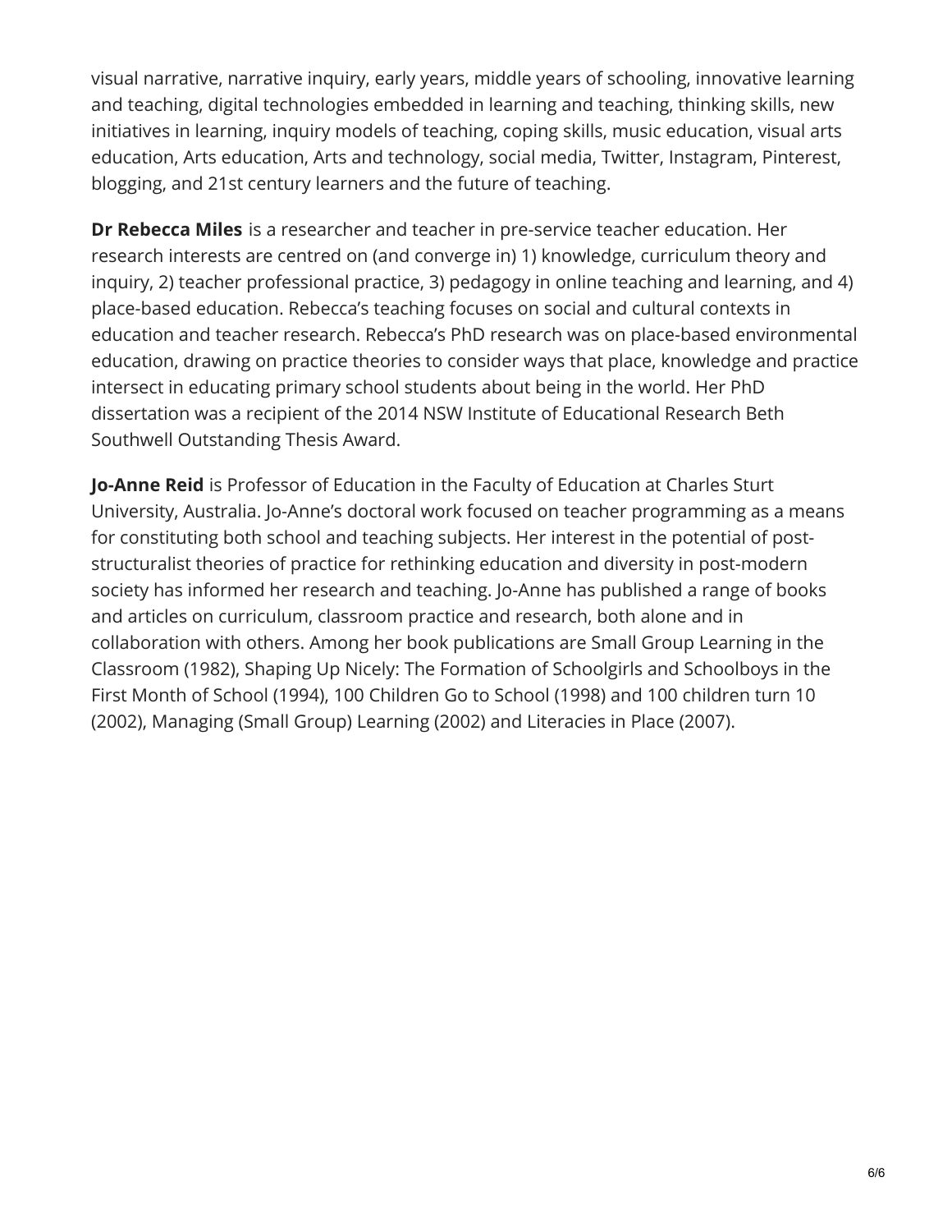visual narrative, narrative inquiry, early years, middle years of schooling, innovative learning and teaching, digital technologies embedded in learning and teaching, thinking skills, new initiatives in learning, inquiry models of teaching, coping skills, music education, visual arts education, Arts education, Arts and technology, social media, Twitter, Instagram, Pinterest, blogging, and 21st century learners and the future of teaching.

**Dr Rebecca Miles** is a researcher and teacher in pre-service teacher education. Her research interests are centred on (and converge in) 1) knowledge, curriculum theory and inquiry, 2) teacher professional practice, 3) pedagogy in online teaching and learning, and 4) place-based education. Rebecca's teaching focuses on social and cultural contexts in education and teacher research. Rebecca's PhD research was on place-based environmental education, drawing on practice theories to consider ways that place, knowledge and practice intersect in educating primary school students about being in the world. Her PhD dissertation was a recipient of the 2014 NSW Institute of Educational Research Beth Southwell Outstanding Thesis Award.

**Jo-Anne Reid** is Professor of Education in the Faculty of Education at Charles Sturt University, Australia. Jo-Anne's doctoral work focused on teacher programming as a means for constituting both school and teaching subjects. Her interest in the potential of post-structuralist theories of practice for rethinking education and diversity in post-modern society has informed her research and teaching. Jo-Anne has published a range of books and articles on curriculum, classroom practice and research, both alone and in collaboration with others. Among her book publications are Small Group Learning in the Classroom (1982), Shaping Up Nicely: The Formation of Schoolgirls and Schoolboys in the First Month of School (1994), 100 Children Go to School (1998) and 100 children turn 10 (2002), Managing (Small Group) Learning (2002) and Literacies in Place (2007).